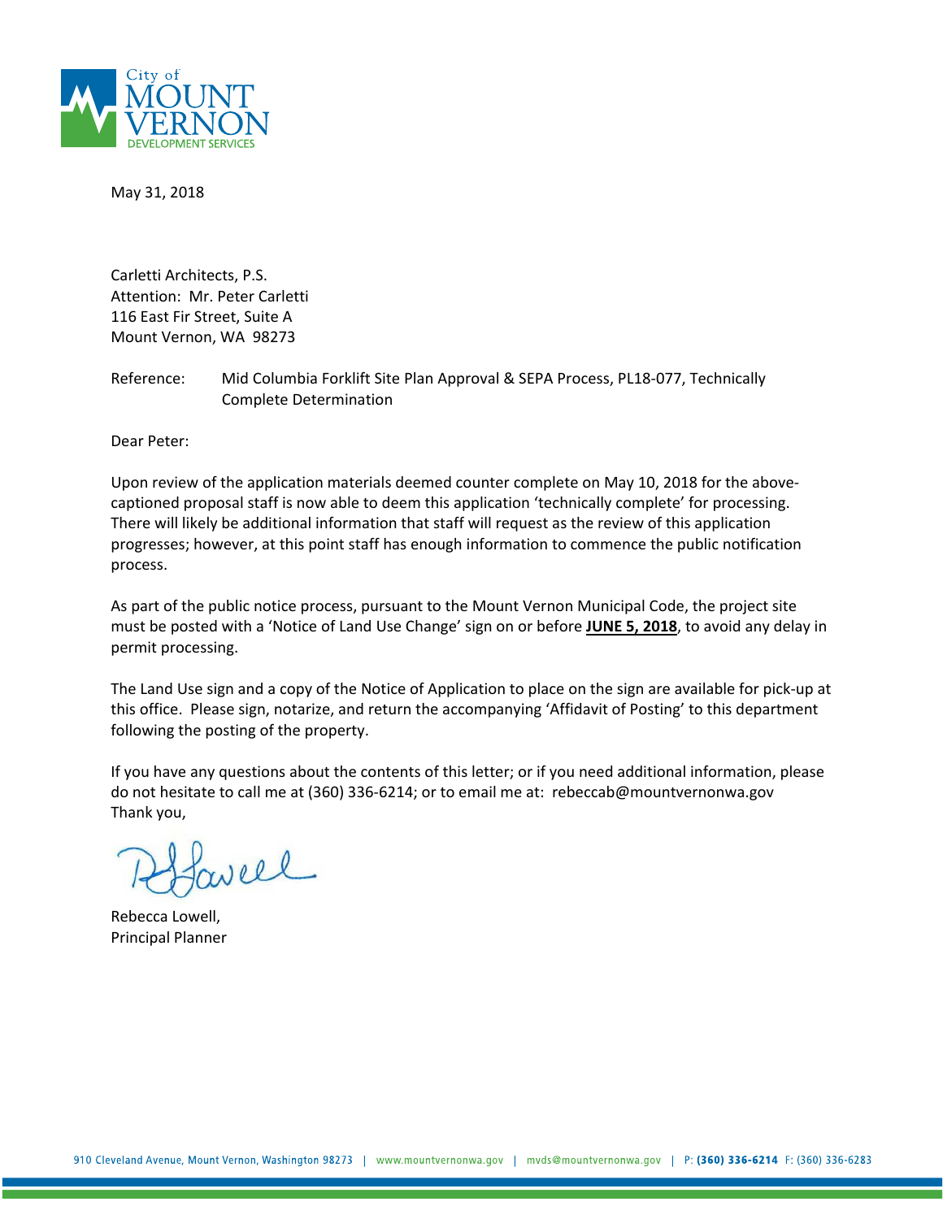City of MOUNT VERNON
DEVELOPMENT SERVICES

May 31, 2018

Carletti Architects, P.S.
Attention: Mr. Peter Carletti
116 East Fir Street, Suite A
Mount Vernon, WA 98273

Reference: Mid Columbia Forklift Site Plan Approval & SEPA Process, PL18-077, Technically Complete Determination

Dear Peter:

Upon review of the application materials deemed counter complete on May 10, 2018 for the above-captioned proposal staff is now able to deem this application 'technically complete' for processing. There will likely be additional information that staff will request as the review of this application progresses; however, at this point staff has enough information to commence the public notification process.

As part of the public notice process, pursuant to the Mount Vernon Municipal Code, the project site must be posted with a 'Notice of Land Use Change' sign on or before **JUNE 5, 2018**, to avoid any delay in permit processing.

The Land Use sign and a copy of the Notice of Application to place on the sign are available for pick-up at this office. Please sign, notarize, and return the accompanying 'Affidavit of Posting' to this department following the posting of the property.

If you have any questions about the contents of this letter; or if you need additional information, please do not hesitate to call me at (360) 336-6214; or to email me at: rebeccab@mountvernonwa.gov
Thank you,

Rebecca Lowell,
Principal Planner

910 Cleveland Avenue, Mount Vernon, Washington 98273 | www.mountvernonwa.gov | mvds@mountvernonwa.gov | P: (360) 336-6214 F: (360) 336-6283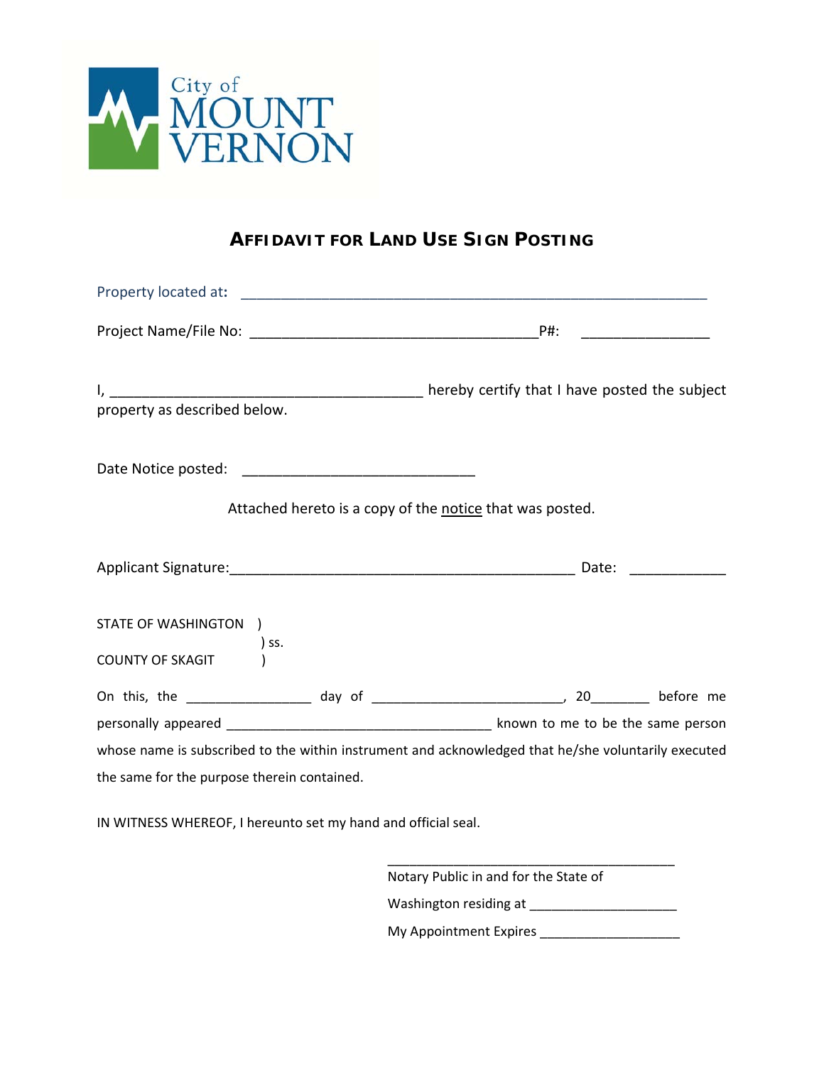City of MOUNT VERNON

# AFFIDAVIT FOR LAND USE SIGN POSTING

Property located at: ____________________________________________________________

Project Name/File No: _____________________________________P#: ________________

I, ________________________________________ hereby certify that I have posted the subject property as described below.

Date Notice posted: _____________________________

Attached hereto is a copy of the notice that was posted.

Applicant Signature:____________________________________________ Date: ____________

STATE OF WASHINGTON )
) ss.
COUNTY OF SKAGIT )

On this, the ________________ day of _________________________, 20________ before me personally appeared __________________________________ known to me to be the same person whose name is subscribed to the within instrument and acknowledged that he/she voluntarily executed the same for the purpose therein contained.

IN WITNESS WHEREOF, I hereunto set my hand and official seal.

_____________________________________
Notary Public in and for the State of
Washington residing at ____________________
My Appointment Expires ___________________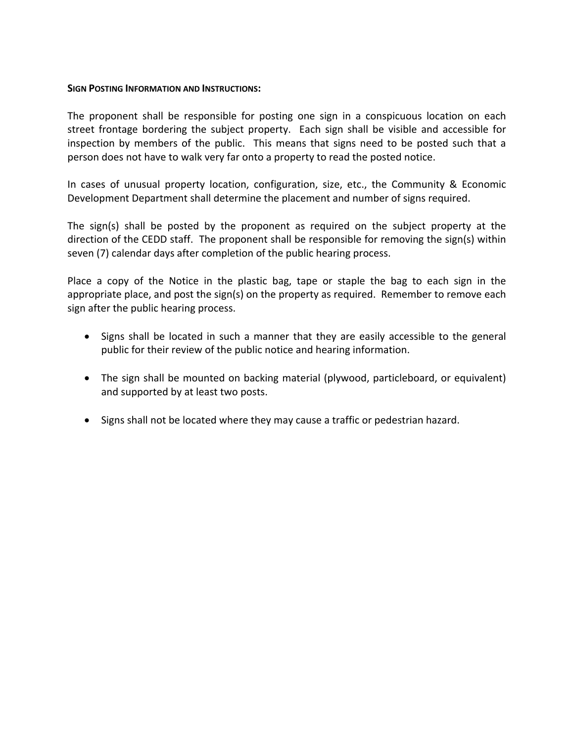**SIGN POSTING INFORMATION AND INSTRUCTIONS:**

The proponent shall be responsible for posting one sign in a conspicuous location on each street frontage bordering the subject property. Each sign shall be visible and accessible for inspection by members of the public. This means that signs need to be posted such that a person does not have to walk very far onto a property to read the posted notice.

In cases of unusual property location, configuration, size, etc., the Community & Economic Development Department shall determine the placement and number of signs required.

The sign(s) shall be posted by the proponent as required on the subject property at the direction of the CEDD staff. The proponent shall be responsible for removing the sign(s) within seven (7) calendar days after completion of the public hearing process.

Place a copy of the Notice in the plastic bag, tape or staple the bag to each sign in the appropriate place, and post the sign(s) on the property as required. Remember to remove each sign after the public hearing process.

- Signs shall be located in such a manner that they are easily accessible to the general public for their review of the public notice and hearing information.

- The sign shall be mounted on backing material (plywood, particleboard, or equivalent) and supported by at least two posts.

- Signs shall not be located where they may cause a traffic or pedestrian hazard.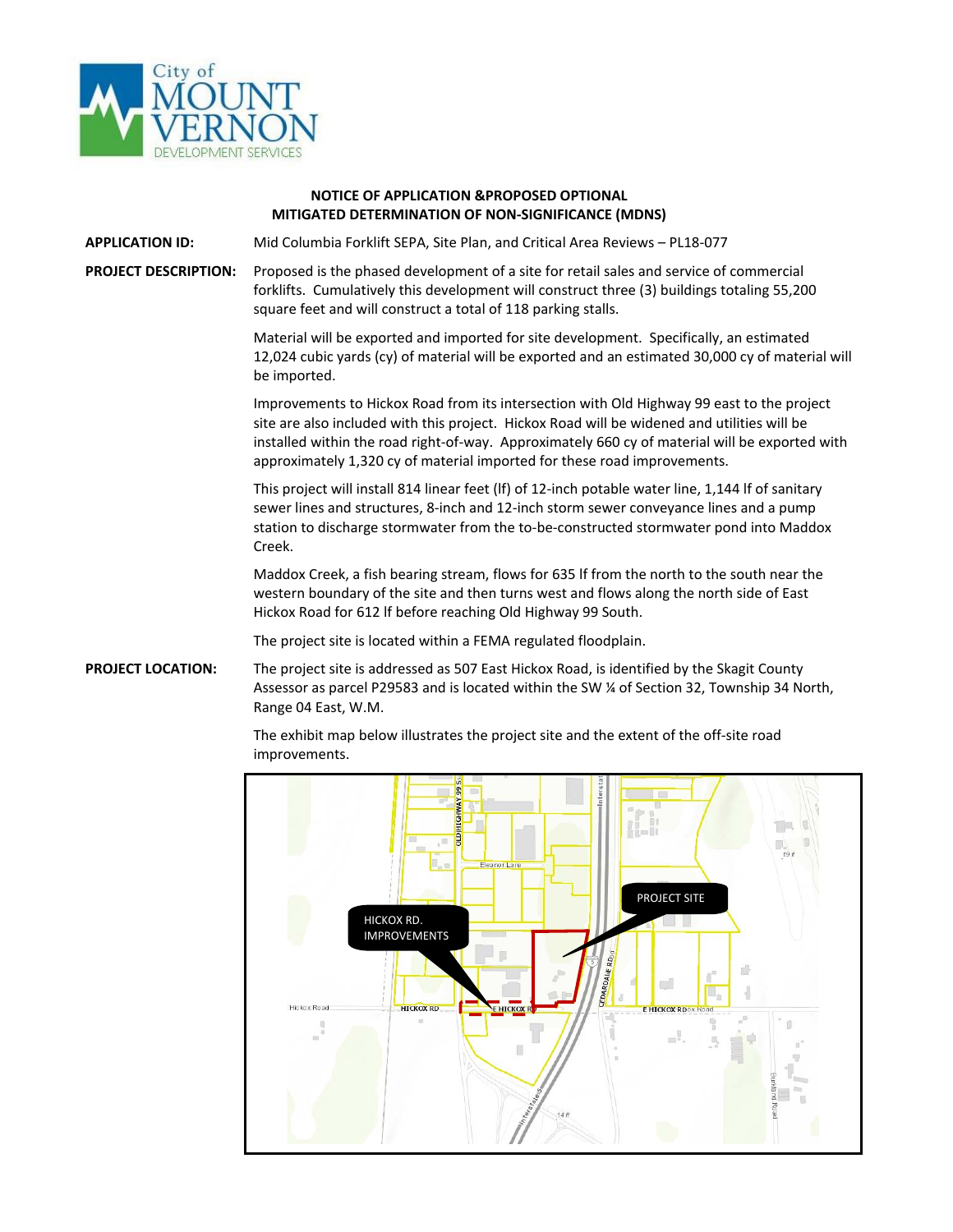**NOTICE OF APPLICATION &PROPOSED OPTIONAL MITIGATED DETERMINATION OF NON-SIGNIFICANCE (MDNS)**

**APPLICATION ID:** Mid Columbia Forklift SEPA, Site Plan, and Critical Area Reviews – PL18-077

**PROJECT DESCRIPTION:** Proposed is the phased development of a site for retail sales and service of commercial forklifts. Cumulatively this development will construct three (3) buildings totaling 55,200 square feet and will construct a total of 118 parking stalls.

Material will be exported and imported for site development. Specifically, an estimated 12,024 cubic yards (cy) of material will be exported and an estimated 30,000 cy of material will be imported.

Improvements to Hickox Road from its intersection with Old Highway 99 east to the project site are also included with this project. Hickox Road will be widened and utilities will be installed within the road right-of-way. Approximately 660 cy of material will be exported with approximately 1,320 cy of material imported for these road improvements.

This project will install 814 linear feet (lf) of 12-inch potable water line, 1,144 lf of sanitary sewer lines and structures, 8-inch and 12-inch storm sewer conveyance lines and a pump station to discharge stormwater from the to-be-constructed stormwater pond into Maddox Creek.

Maddox Creek, a fish bearing stream, flows for 635 lf from the north to the south near the western boundary of the site and then turns west and flows along the north side of East Hickox Road for 612 lf before reaching Old Highway 99 South.

The project site is located within a FEMA regulated floodplain.

**PROJECT LOCATION:** The project site is addressed as 507 East Hickox Road, is identified by the Skagit County Assessor as parcel P29583 and is located within the SW ¼ of Section 32, Township 34 North, Range 04 East, W.M.

The exhibit map below illustrates the project site and the extent of the off-site road improvements.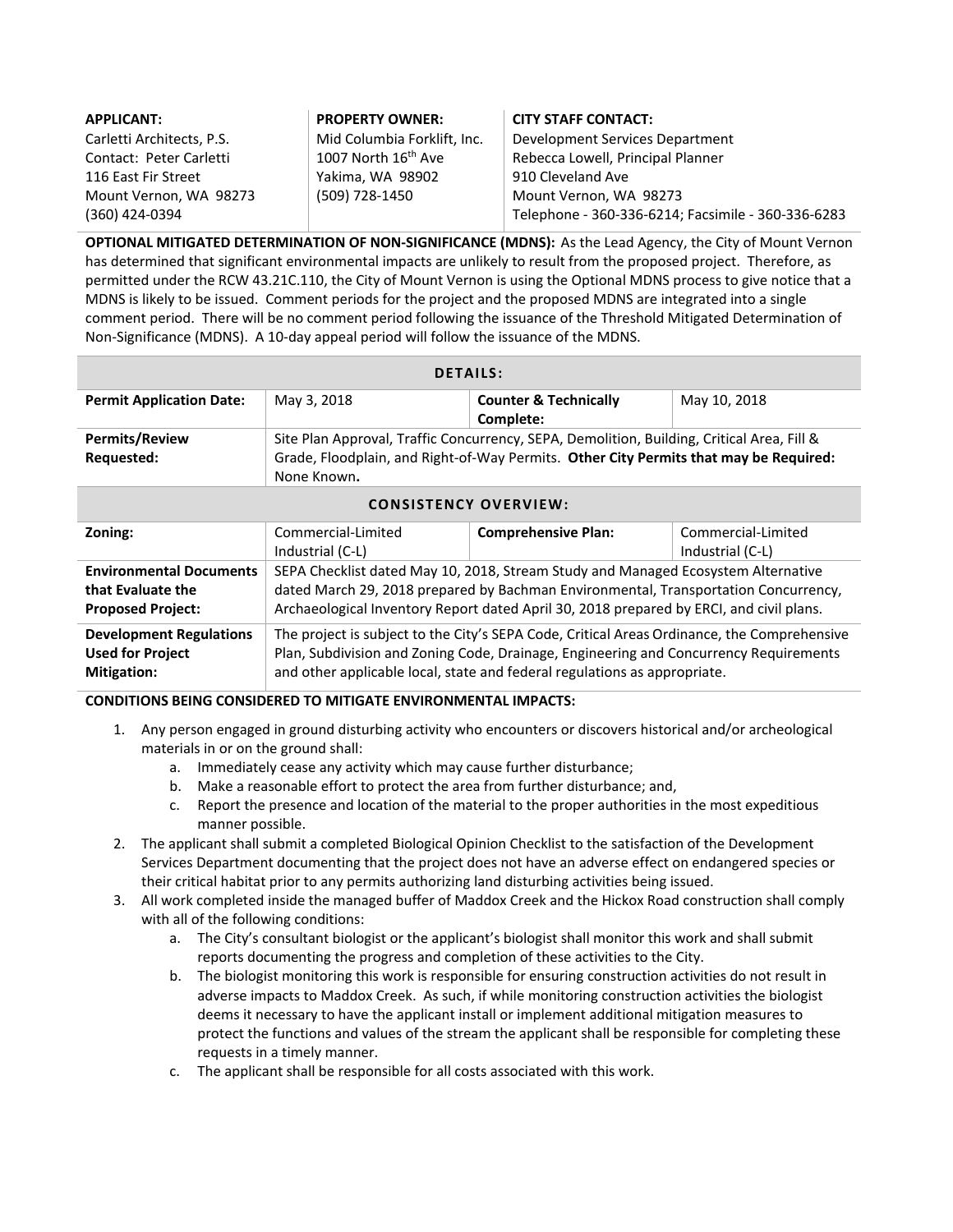| APPLICANT: | PROPERTY OWNER: | CITY STAFF CONTACT: |
|---|---|---|
| Carletti Architects, P.S.<br>Contact: Peter Carletti<br>116 East Fir Street<br>Mount Vernon, WA 98273<br>(360) 424-0394 | Mid Columbia Forklift, Inc.<br>1007 North 16th Ave<br>Yakima, WA 98902<br>(509) 728-1450 | Development Services Department<br>Rebecca Lowell, Principal Planner<br>910 Cleveland Ave<br>Mount Vernon, WA 98273<br>Telephone - 360-336-6214; Facsimile - 360-336-6283 |

**OPTIONAL MITIGATED DETERMINATION OF NON-SIGNIFICANCE (MDNS):** As the Lead Agency, the City of Mount Vernon has determined that significant environmental impacts are unlikely to result from the proposed project. Therefore, as permitted under the RCW 43.21C.110, the City of Mount Vernon is using the Optional MDNS process to give notice that a MDNS is likely to be issued. Comment periods for the project and the proposed MDNS are integrated into a single comment period. There will be no comment period following the issuance of the Threshold Mitigated Determination of Non-Significance (MDNS). A 10-day appeal period will follow the issuance of the MDNS.

| DETAILS: | | | |
|---|---|---|---|
| **Permit Application Date:** | May 3, 2018 | **Counter & Technically Complete:** | May 10, 2018 |
| **Permits/Review Requested:** | Site Plan Approval, Traffic Concurrency, SEPA, Demolition, Building, Critical Area, Fill & Grade, Floodplain, and Right-of-Way Permits. **Other City Permits that may be Required:** None Known**.** | | |
| **CONSISTENCY OVERVIEW:** | | | |
| **Zoning:** | Commercial-Limited Industrial (C-L) | **Comprehensive Plan:** | Commercial-Limited Industrial (C-L) |
| **Environmental Documents that Evaluate the Proposed Project:** | SEPA Checklist dated May 10, 2018, Stream Study and Managed Ecosystem Alternative dated March 29, 2018 prepared by Bachman Environmental, Transportation Concurrency, Archaeological Inventory Report dated April 30, 2018 prepared by ERCI, and civil plans. | | |
| **Development Regulations Used for Project Mitigation:** | The project is subject to the City's SEPA Code, Critical Areas Ordinance, the Comprehensive Plan, Subdivision and Zoning Code, Drainage, Engineering and Concurrency Requirements and other applicable local, state and federal regulations as appropriate. | | |

**CONDITIONS BEING CONSIDERED TO MITIGATE ENVIRONMENTAL IMPACTS:**

1. Any person engaged in ground disturbing activity who encounters or discovers historical and/or archeological materials in or on the ground shall:
   a. Immediately cease any activity which may cause further disturbance;
   b. Make a reasonable effort to protect the area from further disturbance; and,
   c. Report the presence and location of the material to the proper authorities in the most expeditious manner possible.
2. The applicant shall submit a completed Biological Opinion Checklist to the satisfaction of the Development Services Department documenting that the project does not have an adverse effect on endangered species or their critical habitat prior to any permits authorizing land disturbing activities being issued.
3. All work completed inside the managed buffer of Maddox Creek and the Hickox Road construction shall comply with all of the following conditions:
   a. The City's consultant biologist or the applicant's biologist shall monitor this work and shall submit reports documenting the progress and completion of these activities to the City.
   b. The biologist monitoring this work is responsible for ensuring construction activities do not result in adverse impacts to Maddox Creek. As such, if while monitoring construction activities the biologist deems it necessary to have the applicant install or implement additional mitigation measures to protect the functions and values of the stream the applicant shall be responsible for completing these requests in a timely manner.
   c. The applicant shall be responsible for all costs associated with this work.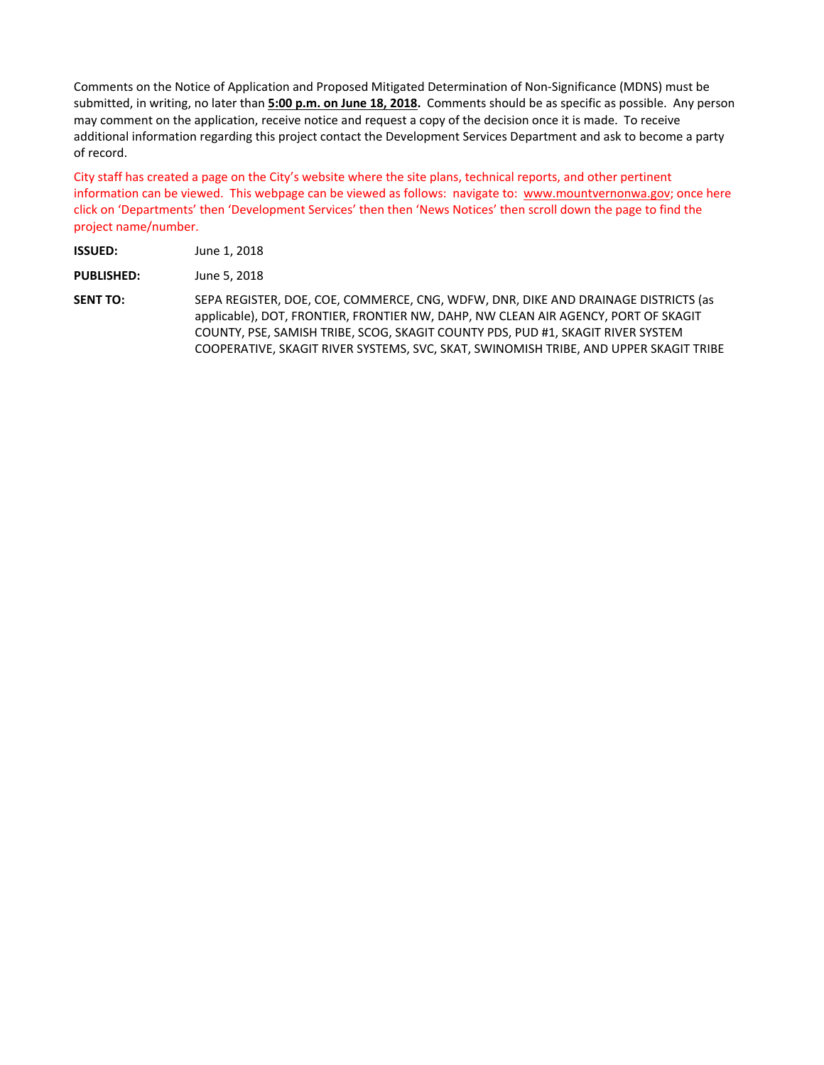Comments on the Notice of Application and Proposed Mitigated Determination of Non-Significance (MDNS) must be submitted, in writing, no later than **5:00 p.m. on June 18, 2018.** Comments should be as specific as possible. Any person may comment on the application, receive notice and request a copy of the decision once it is made. To receive additional information regarding this project contact the Development Services Department and ask to become a party of record.

City staff has created a page on the City's website where the site plans, technical reports, and other pertinent information can be viewed. This webpage can be viewed as follows: navigate to: www.mountvernonwa.gov; once here click on 'Departments' then 'Development Services' then then 'News Notices' then scroll down the page to find the project name/number.

**ISSUED:** June 1, 2018

**PUBLISHED:** June 5, 2018

**SENT TO:** SEPA REGISTER, DOE, COE, COMMERCE, CNG, WDFW, DNR, DIKE AND DRAINAGE DISTRICTS (as applicable), DOT, FRONTIER, FRONTIER NW, DAHP, NW CLEAN AIR AGENCY, PORT OF SKAGIT COUNTY, PSE, SAMISH TRIBE, SCOG, SKAGIT COUNTY PDS, PUD #1, SKAGIT RIVER SYSTEM COOPERATIVE, SKAGIT RIVER SYSTEMS, SVC, SKAT, SWINOMISH TRIBE, AND UPPER SKAGIT TRIBE